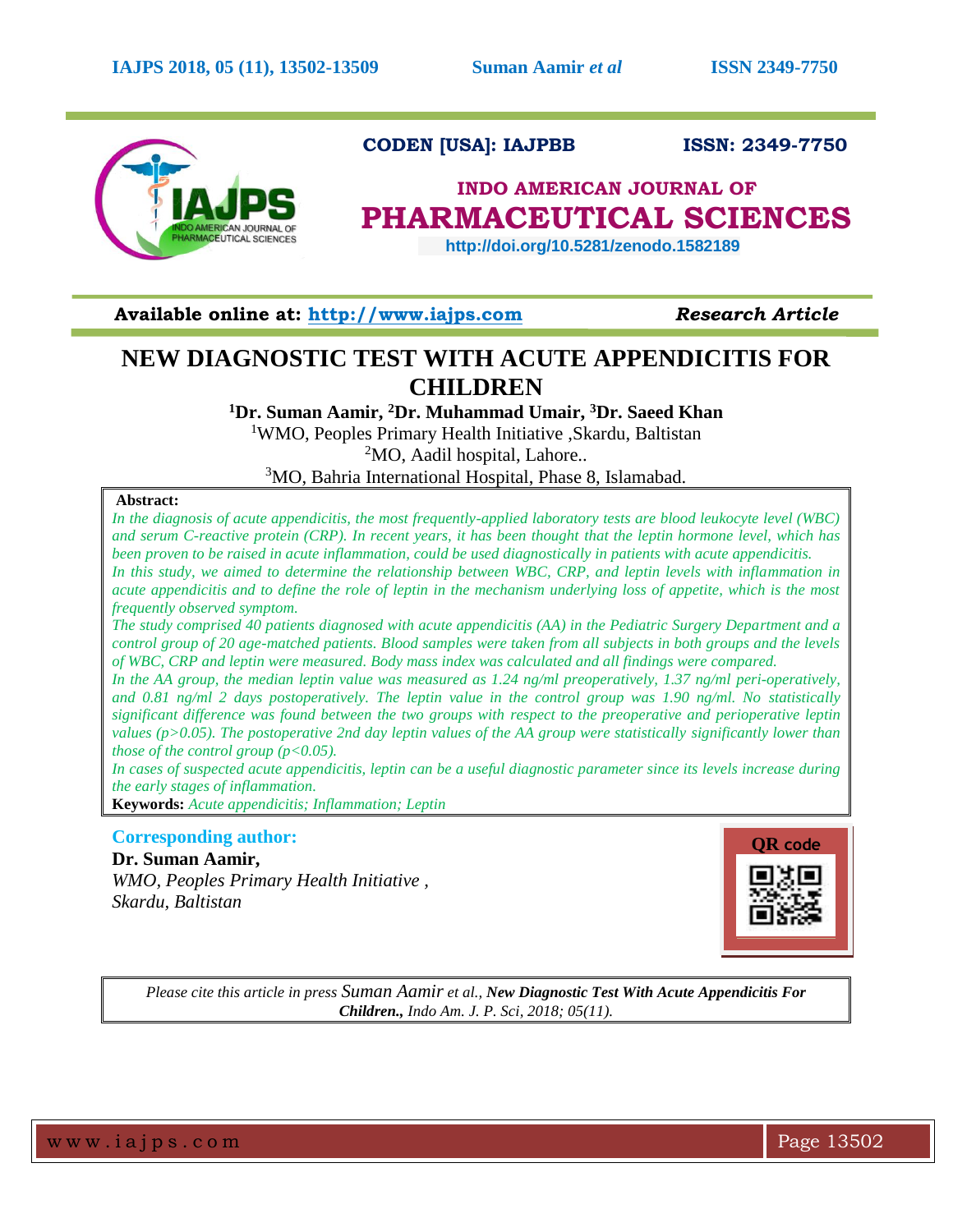CODEN [USA]: IAJPBB ISSN: 2349-7750

**INDO AMERICAN JOURNAL OF PHARMACEUTICAL SCIENCES**

http://doi.org/10.5281/zenodo.1582189

**Available online at: http://www.iajps.com** *Research Article*

# NEW DIAGNOSTIC TEST WITH ACUTE APPENDICITIS FOR CHILDREN

**[1]Dr. Suman Aamir, [2]Dr. Muhammad Umair, [3]Dr. Saeed Khan**

[1]WMO, Peoples Primary Health Initiative ,Skardu, Baltistan

[2]MO, Aadil hospital, Lahore..

[3]MO, Bahria International Hospital, Phase 8, Islamabad.

**Abstract:**

*In the diagnosis of acute appendicitis, the most frequently-applied laboratory tests are blood leukocyte level (WBC) and serum C-reactive protein (CRP). In recent years, it has been thought that the leptin hormone level, which has been proven to be raised in acute inflammation, could be used diagnostically in patients with acute appendicitis.*

*In this study, we aimed to determine the relationship between WBC, CRP, and leptin levels with inflammation in acute appendicitis and to define the role of leptin in the mechanism underlying loss of appetite, which is the most frequently observed symptom.*

*The study comprised 40 patients diagnosed with acute appendicitis (AA) in the Pediatric Surgery Department and a control group of 20 age-matched patients. Blood samples were taken from all subjects in both groups and the levels of WBC, CRP and leptin were measured. Body mass index was calculated and all findings were compared.*

*In the AA group, the median leptin value was measured as 1.24 ng/ml preoperatively, 1.37 ng/ml peri-operatively, and 0.81 ng/ml 2 days postoperatively. The leptin value in the control group was 1.90 ng/ml. No statistically significant difference was found between the two groups with respect to the preoperative and perioperative leptin values ($p>0.05$). The postoperative 2nd day leptin values of the AA group were statistically significantly lower than those of the control group ($p<0.05$).*

*In cases of suspected acute appendicitis, leptin can be a useful diagnostic parameter since its levels increase during the early stages of inflammation.*

**Keywords:** *Acute appendicitis; Inflammation; Leptin*

**Corresponding author:**

**Dr. Suman Aamir,**

*WMO, Peoples Primary Health Initiative ,*

*Skardu, Baltistan*

QR code

*Please cite this article in press Suman Aamir et al., **New Diagnostic Test With Acute Appendicitis For Children.,** Indo Am. J. P. Sci, 2018; 05(11).*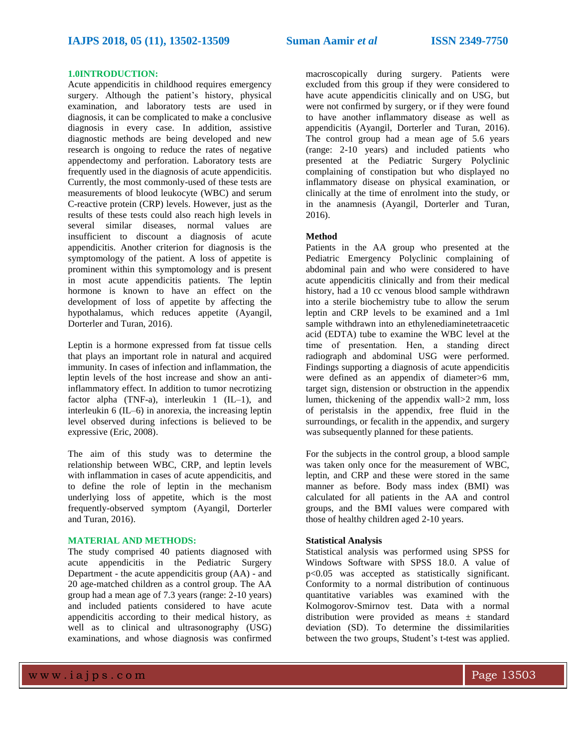## 1.0INTRODUCTION:

Acute appendicitis in childhood requires emergency surgery. Although the patient's history, physical examination, and laboratory tests are used in diagnosis, it can be complicated to make a conclusive diagnosis in every case. In addition, assistive diagnostic methods are being developed and new research is ongoing to reduce the rates of negative appendectomy and perforation. Laboratory tests are frequently used in the diagnosis of acute appendicitis. Currently, the most commonly-used of these tests are measurements of blood leukocyte (WBC) and serum C-reactive protein (CRP) levels. However, just as the results of these tests could also reach high levels in several similar diseases, normal values are insufficient to discount a diagnosis of acute appendicitis. Another criterion for diagnosis is the symptomology of the patient. A loss of appetite is prominent within this symptomology and is present in most acute appendicitis patients. The leptin hormone is known to have an effect on the development of loss of appetite by affecting the hypothalamus, which reduces appetite (Ayangil, Dorterler and Turan, 2016).

Leptin is a hormone expressed from fat tissue cells that plays an important role in natural and acquired immunity. In cases of infection and inflammation, the leptin levels of the host increase and show an anti-inflammatory effect. In addition to tumor necrotizing factor alpha (TNF-a), interleukin 1 (IL–1), and interleukin 6 (IL–6) in anorexia, the increasing leptin level observed during infections is believed to be expressive (Eric, 2008).

The aim of this study was to determine the relationship between WBC, CRP, and leptin levels with inflammation in cases of acute appendicitis, and to define the role of leptin in the mechanism underlying loss of appetite, which is the most frequently-observed symptom (Ayangil, Dorterler and Turan, 2016).

## MATERIAL AND METHODS:

The study comprised 40 patients diagnosed with acute appendicitis in the Pediatric Surgery Department - the acute appendicitis group (AA) - and 20 age-matched children as a control group. The AA group had a mean age of 7.3 years (range: 2-10 years) and included patients considered to have acute appendicitis according to their medical history, as well as to clinical and ultrasonography (USG) examinations, and whose diagnosis was confirmed macroscopically during surgery. Patients were excluded from this group if they were considered to have acute appendicitis clinically and on USG, but were not confirmed by surgery, or if they were found to have another inflammatory disease as well as appendicitis (Ayangil, Dorterler and Turan, 2016). The control group had a mean age of 5.6 years (range: 2-10 years) and included patients who presented at the Pediatric Surgery Polyclinic complaining of constipation but who displayed no inflammatory disease on physical examination, or clinically at the time of enrolment into the study, or in the anamnesis (Ayangil, Dorterler and Turan, 2016).

### Method

Patients in the AA group who presented at the Pediatric Emergency Polyclinic complaining of abdominal pain and who were considered to have acute appendicitis clinically and from their medical history, had a 10 cc venous blood sample withdrawn into a sterile biochemistry tube to allow the serum leptin and CRP levels to be examined and a 1ml sample withdrawn into an ethylenediaminetetraacetic acid (EDTA) tube to examine the WBC level at the time of presentation. Hen, a standing direct radiograph and abdominal USG were performed. Findings supporting a diagnosis of acute appendicitis were defined as an appendix of diameter>6 mm, target sign, distension or obstruction in the appendix lumen, thickening of the appendix wall>2 mm, loss of peristalsis in the appendix, free fluid in the surroundings, or fecalith in the appendix, and surgery was subsequently planned for these patients.

For the subjects in the control group, a blood sample was taken only once for the measurement of WBC, leptin, and CRP and these were stored in the same manner as before. Body mass index (BMI) was calculated for all patients in the AA and control groups, and the BMI values were compared with those of healthy children aged 2-10 years.

### Statistical Analysis

Statistical analysis was performed using SPSS for Windows Software with SPSS 18.0. A value of $p<0.05$ was accepted as statistically significant. Conformity to a normal distribution of continuous quantitative variables was examined with the Kolmogorov-Smirnov test. Data with a normal distribution were provided as means ± standard deviation (SD). To determine the dissimilarities between the two groups, Student's t-test was applied.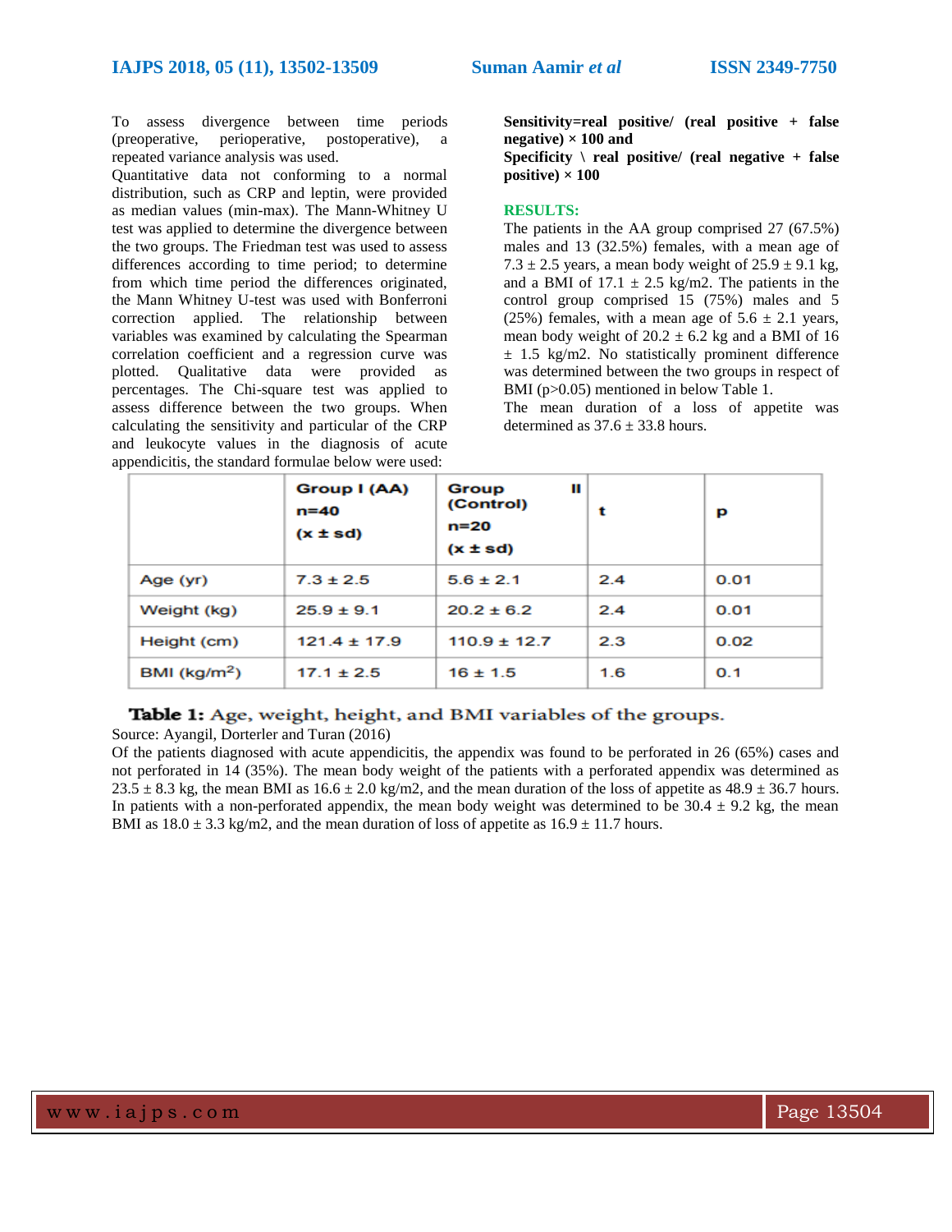To assess divergence between time periods (preoperative, perioperative, postoperative), a repeated variance analysis was used.

Quantitative data not conforming to a normal distribution, such as CRP and leptin, were provided as median values (min-max). The Mann-Whitney U test was applied to determine the divergence between the two groups. The Friedman test was used to assess differences according to time period; to determine from which time period the differences originated, the Mann Whitney U-test was used with Bonferroni correction applied. The relationship between variables was examined by calculating the Spearman correlation coefficient and a regression curve was plotted. Qualitative data were provided as percentages. The Chi-square test was applied to assess difference between the two groups. When calculating the sensitivity and particular of the CRP and leukocyte values in the diagnosis of acute appendicitis, the standard formulae below were used:

**Sensitivity=real positive/ (real positive + false negative) × 100 and**

**Specificity \ real positive/ (real negative + false positive) × 100**

## RESULTS:

The patients in the AA group comprised 27 (67.5%) males and 13 (32.5%) females, with a mean age of 7.3 ± 2.5 years, a mean body weight of 25.9 ± 9.1 kg, and a BMI of 17.1 ± 2.5 kg/m2. The patients in the control group comprised 15 (75%) males and 5 (25%) females, with a mean age of 5.6 ± 2.1 years, mean body weight of 20.2 ± 6.2 kg and a BMI of 16 ± 1.5 kg/m2. No statistically prominent difference was determined between the two groups in respect of BMI (p>0.05) mentioned in below Table 1.

The mean duration of a loss of appetite was determined as 37.6 ± 33.8 hours.

| | Group I (AA) n=40 (x ± sd) | Group II (Control) n=20 (x ± sd) | t | p |
|---|---|---|---|---|
| Age (yr) | 7.3 ± 2.5 | 5.6 ± 2.1 | 2.4 | 0.01 |
| Weight (kg) | 25.9 ± 9.1 | 20.2 ± 6.2 | 2.4 | 0.01 |
| Height (cm) | 121.4 ± 17.9 | 110.9 ± 12.7 | 2.3 | 0.02 |
| BMI (kg/m$^2$) | 17.1 ± 2.5 | 16 ± 1.5 | 1.6 | 0.1 |

**Table 1:** Age, weight, height, and BMI variables of the groups.

Source: Ayangil, Dorterler and Turan (2016)

Of the patients diagnosed with acute appendicitis, the appendix was found to be perforated in 26 (65%) cases and not perforated in 14 (35%). The mean body weight of the patients with a perforated appendix was determined as 23.5 ± 8.3 kg, the mean BMI as 16.6 ± 2.0 kg/m2, and the mean duration of the loss of appetite as 48.9 ± 36.7 hours. In patients with a non-perforated appendix, the mean body weight was determined to be 30.4 ± 9.2 kg, the mean BMI as 18.0 ± 3.3 kg/m2, and the mean duration of loss of appetite as 16.9 ± 11.7 hours.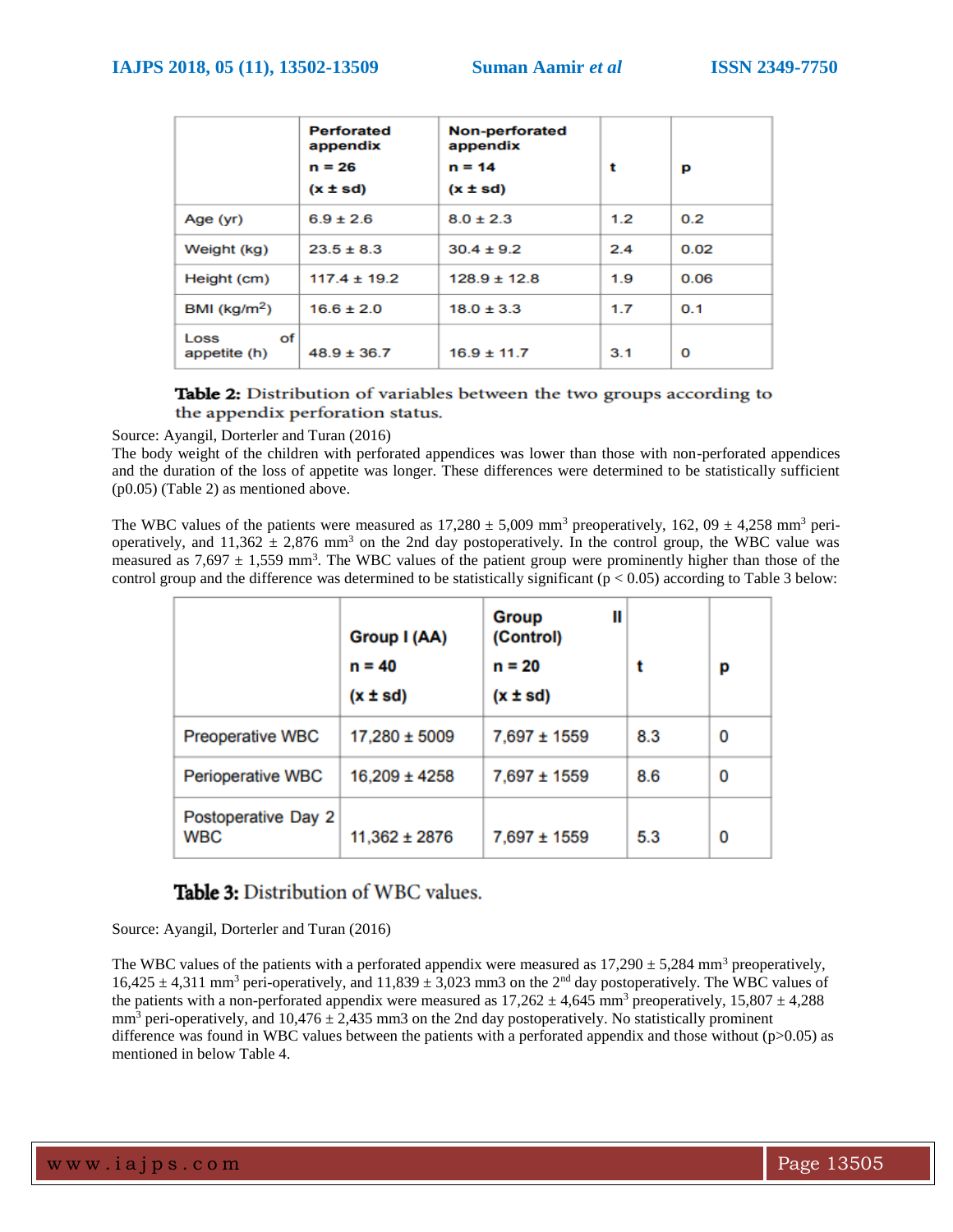|  | Perforated appendix n = 26 (x ± sd) | Non-perforated appendix n = 14 (x ± sd) | t | p |
|---|---|---|---|---|
| Age (yr) | 6.9 ± 2.6 | 8.0 ± 2.3 | 1.2 | 0.2 |
| Weight (kg) | 23.5 ± 8.3 | 30.4 ± 9.2 | 2.4 | 0.02 |
| Height (cm) | 117.4 ± 19.2 | 128.9 ± 12.8 | 1.9 | 0.06 |
| BMI (kg/m$^2$) | 16.6 ± 2.0 | 18.0 ± 3.3 | 1.7 | 0.1 |
| Loss of appetite (h) | 48.9 ± 36.7 | 16.9 ± 11.7 | 3.1 | 0 |

**Table 2:** Distribution of variables between the two groups according to the appendix perforation status.

Source: Ayangil, Dorterler and Turan (2016)

The body weight of the children with perforated appendices was lower than those with non-perforated appendices and the duration of the loss of appetite was longer. These differences were determined to be statistically sufficient (p0.05) (Table 2) as mentioned above.

The WBC values of the patients were measured as 17,280 ± 5,009 mm$^3$ preoperatively, 162, 09 ± 4,258 mm$^3$ peri-operatively, and 11,362 ± 2,876 mm$^3$ on the 2nd day postoperatively. In the control group, the WBC value was measured as 7,697 ± 1,559 mm$^3$. The WBC values of the patient group were prominently higher than those of the control group and the difference was determined to be statistically significant ($p < 0.05$) according to Table 3 below:

|  | Group I (AA) n = 40 (x ± sd) | Group II (Control) n = 20 (x ± sd) | t | p |
|---|---|---|---|---|
| Preoperative WBC | 17,280 ± 5009 | 7,697 ± 1559 | 8.3 | 0 |
| Perioperative WBC | 16,209 ± 4258 | 7,697 ± 1559 | 8.6 | 0 |
| Postoperative Day 2 WBC | 11,362 ± 2876 | 7,697 ± 1559 | 5.3 | 0 |

**Table 3:** Distribution of WBC values.

Source: Ayangil, Dorterler and Turan (2016)

The WBC values of the patients with a perforated appendix were measured as 17,290 ± 5,284 mm$^3$ preoperatively, 16,425 ± 4,311 mm$^3$ peri-operatively, and 11,839 ± 3,023 mm3 on the 2$^{nd}$ day postoperatively. The WBC values of the patients with a non-perforated appendix were measured as 17,262 ± 4,645 mm$^3$ preoperatively, 15,807 ± 4,288 mm$^3$ peri-operatively, and 10,476 ± 2,435 mm3 on the 2nd day postoperatively. No statistically prominent difference was found in WBC values between the patients with a perforated appendix and those without ($p>0.05$) as mentioned in below Table 4.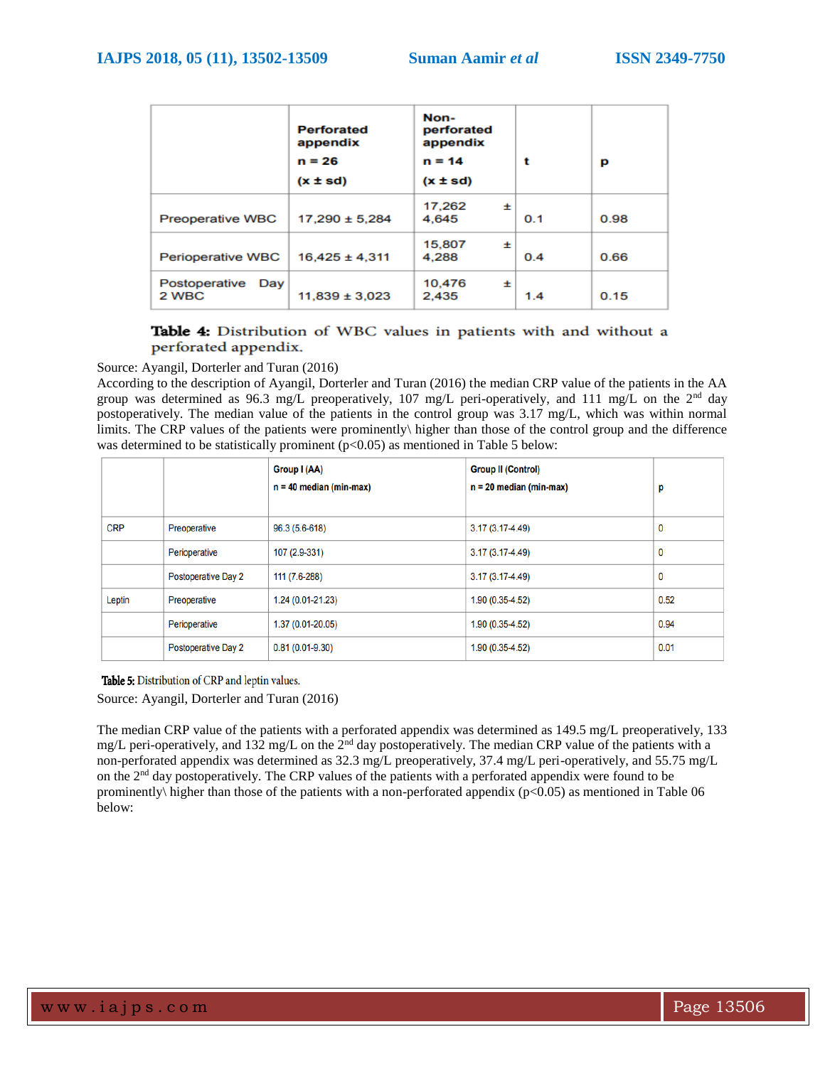| | Perforated appendix n = 26 (x ± sd) | Non-perforated appendix n = 14 (x ± sd) | t | p |
|---|---|---|---|---|
| Preoperative WBC | 17,290 ± 5,284 | 17,262 ± 4,645 | 0.1 | 0.98 |
| Perioperative WBC | 16,425 ± 4,311 | 15,807 ± 4,288 | 0.4 | 0.66 |
| Postoperative Day 2 WBC | 11,839 ± 3,023 | 10,476 ± 2,435 | 1.4 | 0.15 |

**Table 4:** Distribution of WBC values in patients with and without a perforated appendix.

Source: Ayangil, Dorterler and Turan (2016)

According to the description of Ayangil, Dorterler and Turan (2016) the median CRP value of the patients in the AA group was determined as 96.3 mg/L preoperatively, 107 mg/L peri-operatively, and 111 mg/L on the 2nd day postoperatively. The median value of the patients in the control group was 3.17 mg/L, which was within normal limits. The CRP values of the patients were prominently\ higher than those of the control group and the difference was determined to be statistically prominent ($p<0.05$) as mentioned in Table 5 below:

| | | Group I (AA) n = 40 median (min-max) | Group II (Control) n = 20 median (min-max) | p |
|---|---|---|---|---|
| CRP | Preoperative | 96.3 (5.6-618) | 3.17 (3.17-4.49) | 0 |
| | Perioperative | 107 (2.9-331) | 3.17 (3.17-4.49) | 0 |
| | Postoperative Day 2 | 111 (7.6-288) | 3.17 (3.17-4.49) | 0 |
| Leptin | Preoperative | 1.24 (0.01-21.23) | 1.90 (0.35-4.52) | 0.52 |
| | Perioperative | 1.37 (0.01-20.05) | 1.90 (0.35-4.52) | 0.94 |
| | Postoperative Day 2 | 0.81 (0.01-9.30) | 1.90 (0.35-4.52) | 0.01 |

**Table 5:** Distribution of CRP and leptin values.

Source: Ayangil, Dorterler and Turan (2016)

The median CRP value of the patients with a perforated appendix was determined as 149.5 mg/L preoperatively, 133 mg/L peri-operatively, and 132 mg/L on the 2nd day postoperatively. The median CRP value of the patients with a non-perforated appendix was determined as 32.3 mg/L preoperatively, 37.4 mg/L peri-operatively, and 55.75 mg/L on the 2nd day postoperatively. The CRP values of the patients with a perforated appendix were found to be prominently\ higher than those of the patients with a non-perforated appendix ($p<0.05$) as mentioned in Table 06 below: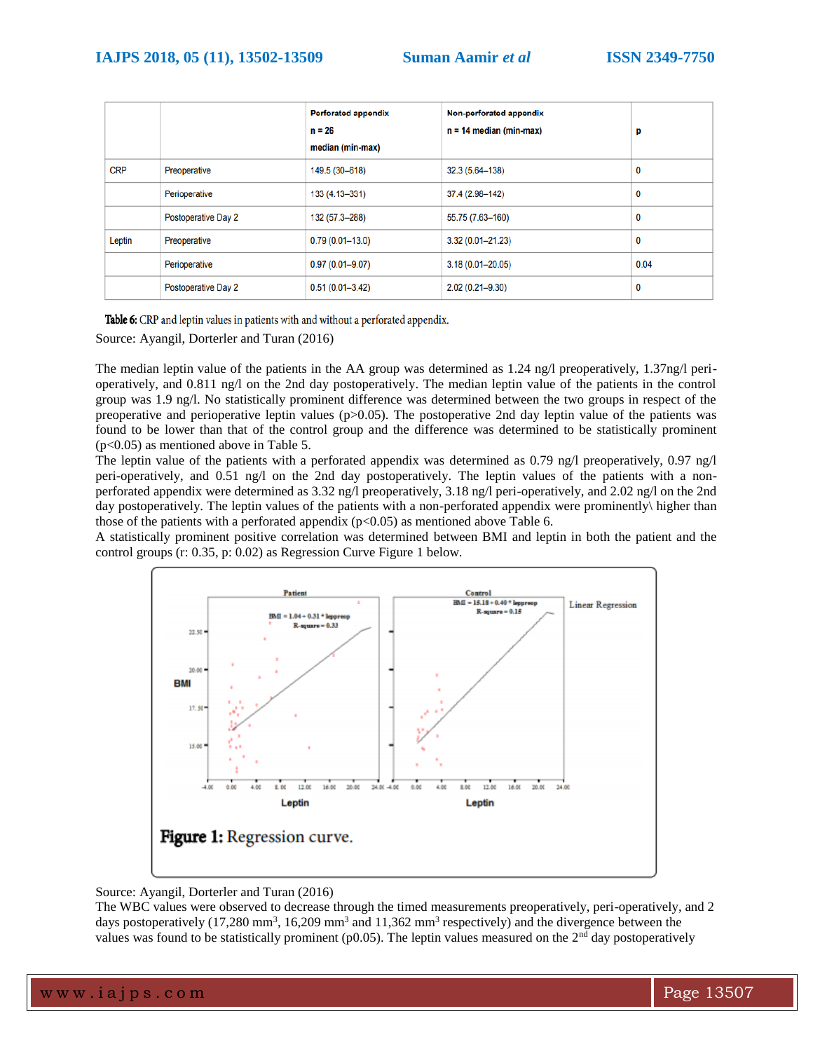|  |  | Perforated appendix n = 26 median (min-max) | Non-perforated appendix n = 14 median (min-max) | p |
|---|---|---|---|---|
| CRP | Preoperative | 149.5 (30–618) | 32.3 (5.64–138) | 0 |
|  | Perioperative | 133 (4.13–331) | 37.4 (2.96–142) | 0 |
|  | Postoperative Day 2 | 132 (57.3–288) | 55.75 (7.63–160) | 0 |
| Leptin | Preoperative | 0.79 (0.01–13.0) | 3.32 (0.01–21.23) | 0 |
|  | Perioperative | 0.97 (0.01–9.07) | 3.18 (0.01–20.05) | 0.04 |
|  | Postoperative Day 2 | 0.51 (0.01–3.42) | 2.02 (0.21–9.30) | 0 |

**Table 6:** CRP and leptin values in patients with and without a perforated appendix.

Source: Ayangil, Dorterler and Turan (2016)

The median leptin value of the patients in the AA group was determined as 1.24 ng/l preoperatively, 1.37ng/l peri-operatively, and 0.811 ng/l on the 2nd day postoperatively. The median leptin value of the patients in the control group was 1.9 ng/l. No statistically prominent difference was determined between the two groups in respect of the preoperative and perioperative leptin values (p>0.05). The postoperative 2nd day leptin value of the patients was found to be lower than that of the control group and the difference was determined to be statistically prominent (p<0.05) as mentioned above in Table 5.

The leptin value of the patients with a perforated appendix was determined as 0.79 ng/l preoperatively, 0.97 ng/l peri-operatively, and 0.51 ng/l on the 2nd day postoperatively. The leptin values of the patients with a non-perforated appendix were determined as 3.32 ng/l preoperatively, 3.18 ng/l peri-operatively, and 2.02 ng/l on the 2nd day postoperatively. The leptin values of the patients with a non-perforated appendix were prominently\ higher than those of the patients with a perforated appendix (p<0.05) as mentioned above Table 6.

A statistically prominent positive correlation was determined between BMI and leptin in both the patient and the control groups (r: 0.35, p: 0.02) as Regression Curve Figure 1 below.

**Figure 1:** Regression curve.

Source: Ayangil, Dorterler and Turan (2016)

The WBC values were observed to decrease through the timed measurements preoperatively, peri-operatively, and 2 days postoperatively (17,280 mm$^3$, 16,209 mm$^3$ and 11,362 mm$^3$ respectively) and the divergence between the values was found to be statistically prominent (p0.05). The leptin values measured on the 2$^{nd}$ day postoperatively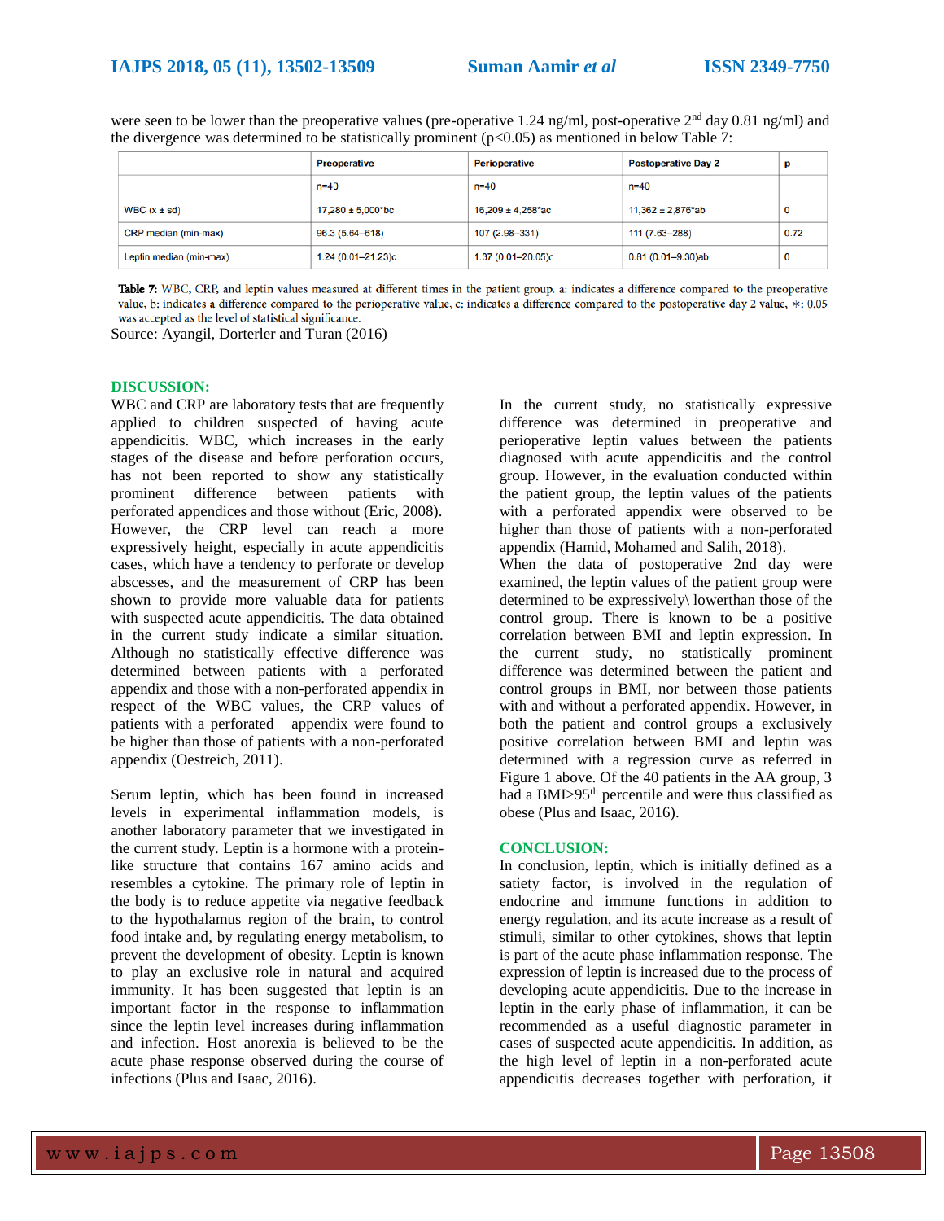were seen to be lower than the preoperative values (pre-operative 1.24 ng/ml, post-operative 2nd day 0.81 ng/ml) and the divergence was determined to be statistically prominent ($p<0.05$) as mentioned in below Table 7:

| | Preoperative | Perioperative | Postoperative Day 2 | p |
|---|---|---|---|---|
| | n=40 | n=40 | n=40 | |
| WBC (x ± sd) | 17,280 ± 5,000*bc | 16,209 ± 4,258*ac | 11,362 ± 2,876*ab | 0 |
| CRP median (min-max) | 96.3 (5.64–618) | 107 (2.98–331) | 111 (7.63–288) | 0.72 |
| Leptin median (min-max) | 1.24 (0.01–21.23)c | 1.37 (0.01–20.05)c | 0.81 (0.01–9.30)ab | 0 |

**Table 7:** WBC, CRP, and leptin values measured at different times in the patient group. a: indicates a difference compared to the preoperative value, b: indicates a difference compared to the perioperative value, c: indicates a difference compared to the postoperative day 2 value, *: 0.05 was accepted as the level of statistical significance.

Source: Ayangil, Dorterler and Turan (2016)

## DISCUSSION:

WBC and CRP are laboratory tests that are frequently applied to children suspected of having acute appendicitis. WBC, which increases in the early stages of the disease and before perforation occurs, has not been reported to show any statistically prominent difference between patients with perforated appendices and those without (Eric, 2008). However, the CRP level can reach a more expressively height, especially in acute appendicitis cases, which have a tendency to perforate or develop abscesses, and the measurement of CRP has been shown to provide more valuable data for patients with suspected acute appendicitis. The data obtained in the current study indicate a similar situation. Although no statistically effective difference was determined between patients with a perforated appendix and those with a non-perforated appendix in respect of the WBC values, the CRP values of patients with a perforated appendix were found to be higher than those of patients with a non-perforated appendix (Oestreich, 2011).

Serum leptin, which has been found in increased levels in experimental inflammation models, is another laboratory parameter that we investigated in the current study. Leptin is a hormone with a protein-like structure that contains 167 amino acids and resembles a cytokine. The primary role of leptin in the body is to reduce appetite via negative feedback to the hypothalamus region of the brain, to control food intake and, by regulating energy metabolism, to prevent the development of obesity. Leptin is known to play an exclusive role in natural and acquired immunity. It has been suggested that leptin is an important factor in the response to inflammation since the leptin level increases during inflammation and infection. Host anorexia is believed to be the acute phase response observed during the course of infections (Plus and Isaac, 2016).

In the current study, no statistically expressive difference was determined in preoperative and perioperative leptin values between the patients diagnosed with acute appendicitis and the control group. However, in the evaluation conducted within the patient group, the leptin values of the patients with a perforated appendix were observed to be higher than those of patients with a non-perforated appendix (Hamid, Mohamed and Salih, 2018).

When the data of postoperative 2nd day were examined, the leptin values of the patient group were determined to be expressively\ lowerthan those of the control group. There is known to be a positive correlation between BMI and leptin expression. In the current study, no statistically prominent difference was determined between the patient and control groups in BMI, nor between those patients with and without a perforated appendix. However, in both the patient and control groups a exclusively positive correlation between BMI and leptin was determined with a regression curve as referred in Figure 1 above. Of the 40 patients in the AA group, 3 had a BMI>95th percentile and were thus classified as obese (Plus and Isaac, 2016).

## CONCLUSION:

In conclusion, leptin, which is initially defined as a satiety factor, is involved in the regulation of endocrine and immune functions in addition to energy regulation, and its acute increase as a result of stimuli, similar to other cytokines, shows that leptin is part of the acute phase inflammation response. The expression of leptin is increased due to the process of developing acute appendicitis. Due to the increase in leptin in the early phase of inflammation, it can be recommended as a useful diagnostic parameter in cases of suspected acute appendicitis. In addition, as the high level of leptin in a non-perforated acute appendicitis decreases together with perforation, it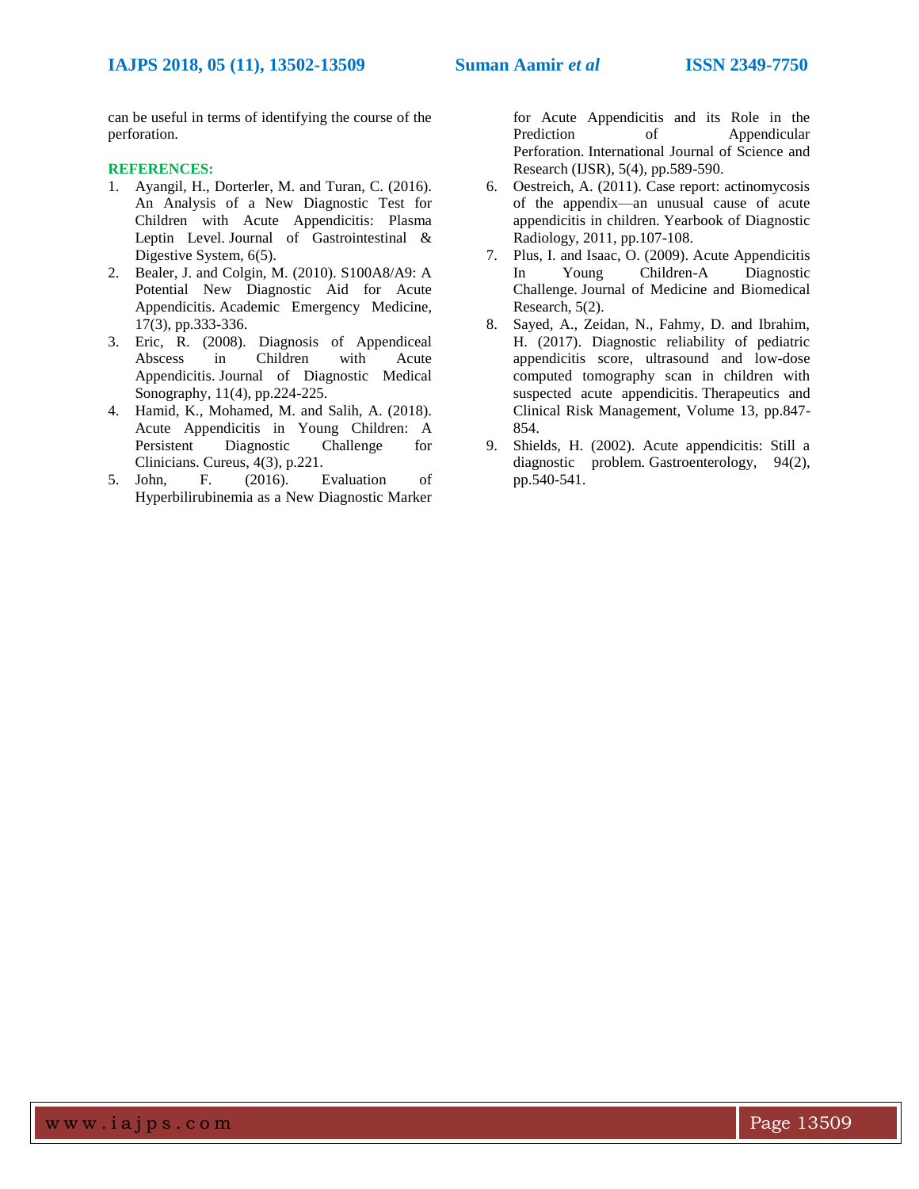can be useful in terms of identifying the course of the perforation.

**REFERENCES:**

1. Ayangil, H., Dorterler, M. and Turan, C. (2016). An Analysis of a New Diagnostic Test for Children with Acute Appendicitis: Plasma Leptin Level. Journal of Gastrointestinal & Digestive System, 6(5).
2. Bealer, J. and Colgin, M. (2010). S100A8/A9: A Potential New Diagnostic Aid for Acute Appendicitis. Academic Emergency Medicine, 17(3), pp.333-336.
3. Eric, R. (2008). Diagnosis of Appendiceal Abscess in Children with Acute Appendicitis. Journal of Diagnostic Medical Sonography, 11(4), pp.224-225.
4. Hamid, K., Mohamed, M. and Salih, A. (2018). Acute Appendicitis in Young Children: A Persistent Diagnostic Challenge for Clinicians. Cureus, 4(3), p.221.
5. John, F. (2016). Evaluation of Hyperbilirubinemia as a New Diagnostic Marker for Acute Appendicitis and its Role in the Prediction of Appendicular Perforation. International Journal of Science and Research (IJSR), 5(4), pp.589-590.
6. Oestreich, A. (2011). Case report: actinomycosis of the appendix—an unusual cause of acute appendicitis in children. Yearbook of Diagnostic Radiology, 2011, pp.107-108.
7. Plus, I. and Isaac, O. (2009). Acute Appendicitis In Young Children-A Diagnostic Challenge. Journal of Medicine and Biomedical Research, 5(2).
8. Sayed, A., Zeidan, N., Fahmy, D. and Ibrahim, H. (2017). Diagnostic reliability of pediatric appendicitis score, ultrasound and low-dose computed tomography scan in children with suspected acute appendicitis. Therapeutics and Clinical Risk Management, Volume 13, pp.847-854.
9. Shields, H. (2002). Acute appendicitis: Still a diagnostic problem. Gastroenterology, 94(2), pp.540-541.